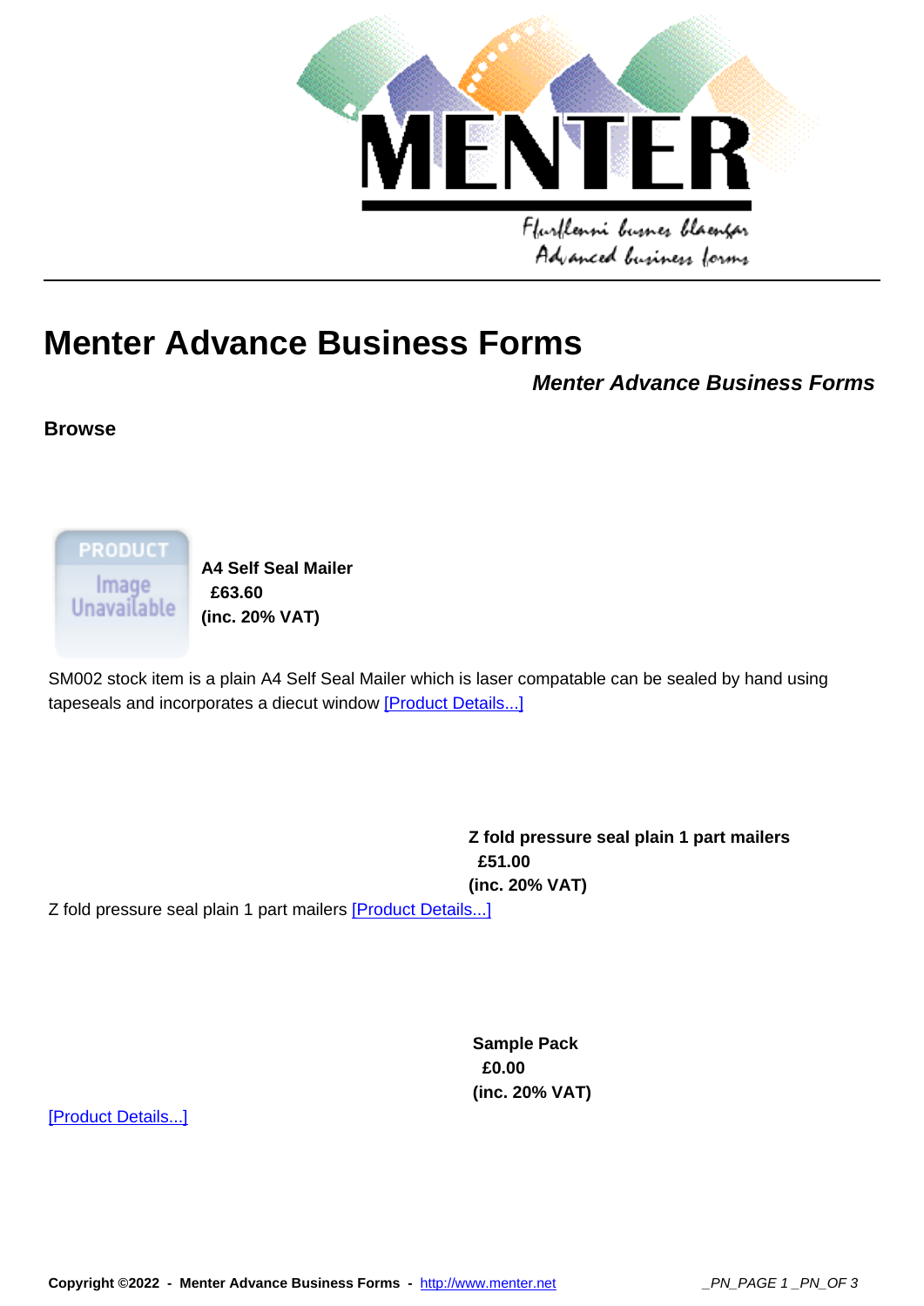# Menter Advance Business Forms

***Menter Advance Business Forms***

**Browse**

**A4 Self Seal Mailer**
**£63.60**
**(inc. 20% VAT)**

SM002 stock item is a plain A4 Self Seal Mailer which is laser compatable can be sealed by hand using tapeseals and incorporates a diecut window [Product Details...]

**Z fold pressure seal plain 1 part mailers**
**£51.00**
**(inc. 20% VAT)**

Z fold pressure seal plain 1 part mailers [Product Details...]

**Sample Pack**
**£0.00**
**(inc. 20% VAT)**

[Product Details...]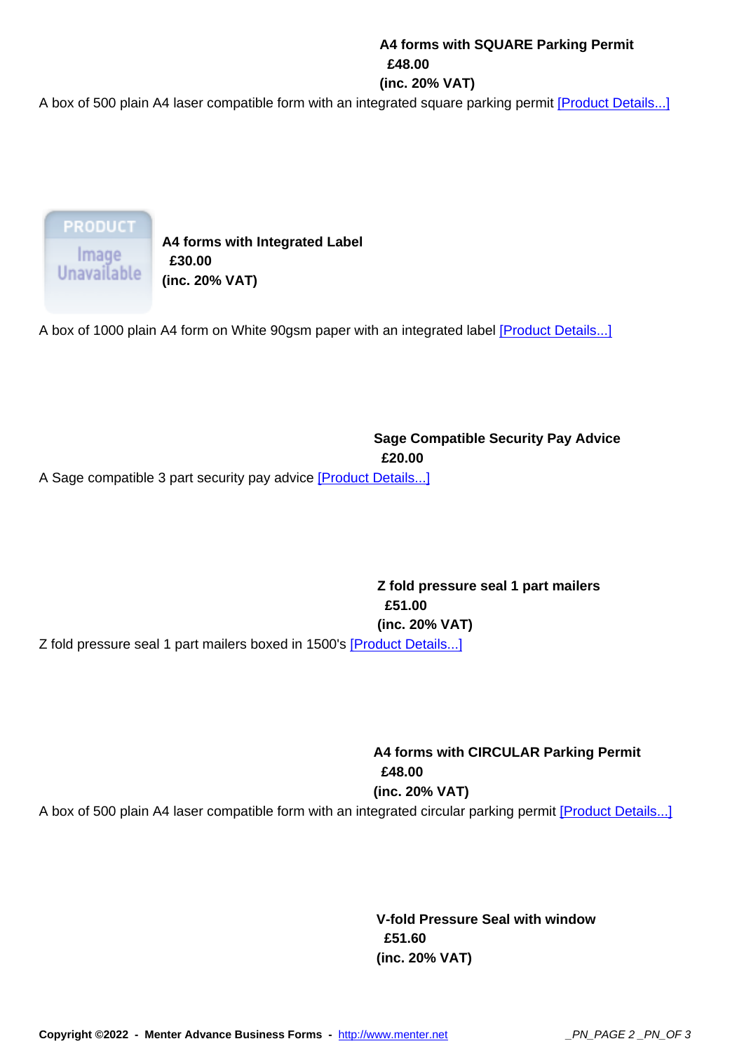**A4 forms with SQUARE Parking Permit**
**£48.00**
**(inc. 20% VAT)**

A box of 500 plain A4 laser compatible form with an integrated square parking permit [Product Details...]

**A4 forms with Integrated Label**
**£30.00**
**(inc. 20% VAT)**

A box of 1000 plain A4 form on White 90gsm paper with an integrated label [Product Details...]

**Sage Compatible Security Pay Advice**
**£20.00**

A Sage compatible 3 part security pay advice [Product Details...]

**Z fold pressure seal 1 part mailers**
**£51.00**
**(inc. 20% VAT)**

Z fold pressure seal 1 part mailers boxed in 1500's [Product Details...]

**A4 forms with CIRCULAR Parking Permit**
**£48.00**
**(inc. 20% VAT)**

A box of 500 plain A4 laser compatible form with an integrated circular parking permit [Product Details...]

**V-fold Pressure Seal with window**
**£51.60**
**(inc. 20% VAT)**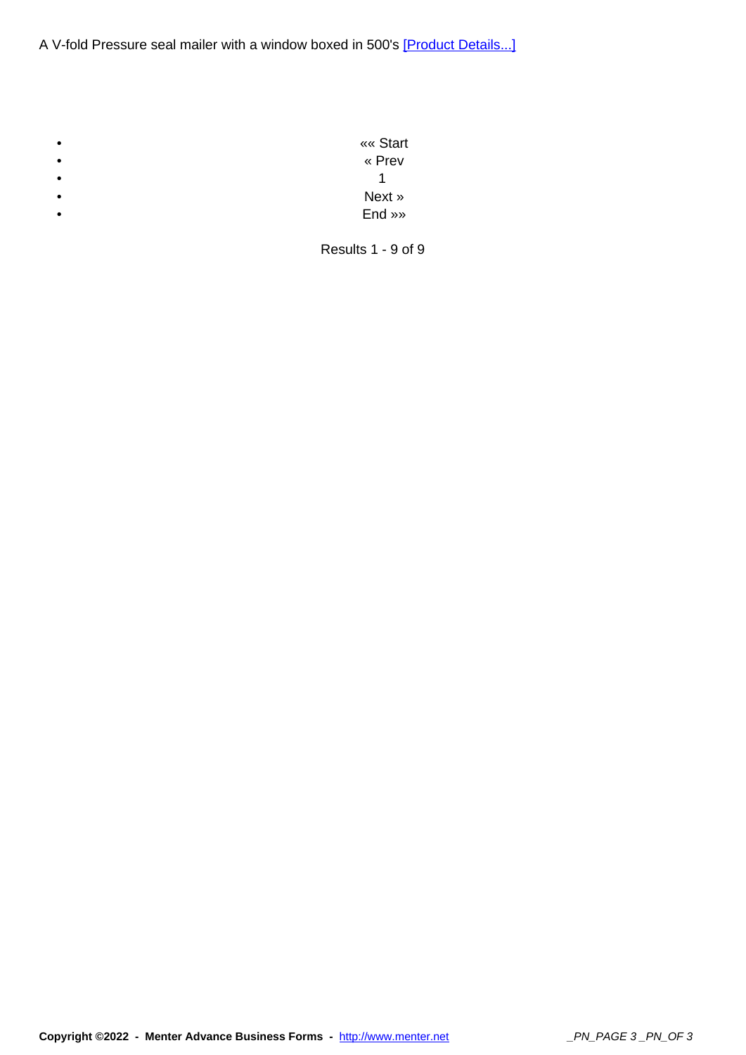A V-fold Pressure seal mailer with a window boxed in 500's [Product Details...]

- «« Start
- « Prev
- 1
- Next »
- End »»

Results 1 - 9 of 9